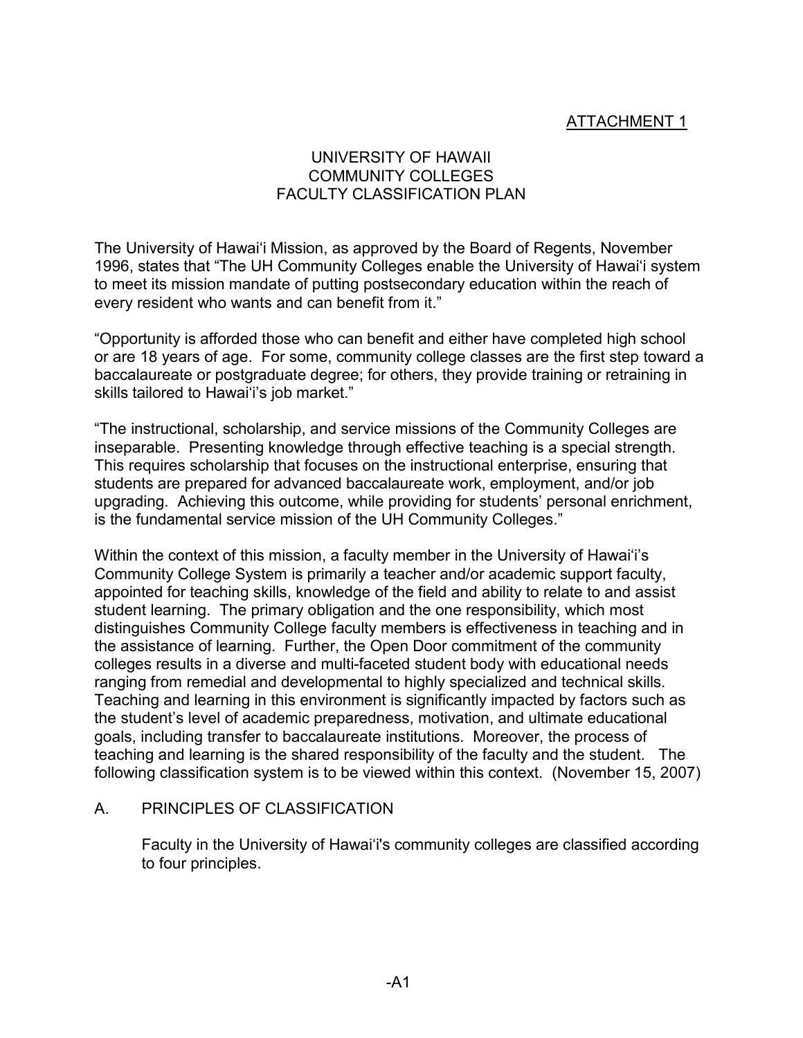ATTACHMENT 1

# UNIVERSITY OF HAWAII
# COMMUNITY COLLEGES
# FACULTY CLASSIFICATION PLAN

The University of Hawaiʻi Mission, as approved by the Board of Regents, November 1996, states that "The UH Community Colleges enable the University of Hawaiʻi system to meet its mission mandate of putting postsecondary education within the reach of every resident who wants and can benefit from it."

"Opportunity is afforded those who can benefit and either have completed high school or are 18 years of age. For some, community college classes are the first step toward a baccalaureate or postgraduate degree; for others, they provide training or retraining in skills tailored to Hawaiʻi's job market."

"The instructional, scholarship, and service missions of the Community Colleges are inseparable. Presenting knowledge through effective teaching is a special strength. This requires scholarship that focuses on the instructional enterprise, ensuring that students are prepared for advanced baccalaureate work, employment, and/or job upgrading. Achieving this outcome, while providing for students' personal enrichment, is the fundamental service mission of the UH Community Colleges."

Within the context of this mission, a faculty member in the University of Hawaiʻi's Community College System is primarily a teacher and/or academic support faculty, appointed for teaching skills, knowledge of the field and ability to relate to and assist student learning. The primary obligation and the one responsibility, which most distinguishes Community College faculty members is effectiveness in teaching and in the assistance of learning. Further, the Open Door commitment of the community colleges results in a diverse and multi-faceted student body with educational needs ranging from remedial and developmental to highly specialized and technical skills. Teaching and learning in this environment is significantly impacted by factors such as the student's level of academic preparedness, motivation, and ultimate educational goals, including transfer to baccalaureate institutions. Moreover, the process of teaching and learning is the shared responsibility of the faculty and the student. The following classification system is to be viewed within this context. (November 15, 2007)

## A. PRINCIPLES OF CLASSIFICATION

Faculty in the University of Hawaiʻi's community colleges are classified according to four principles.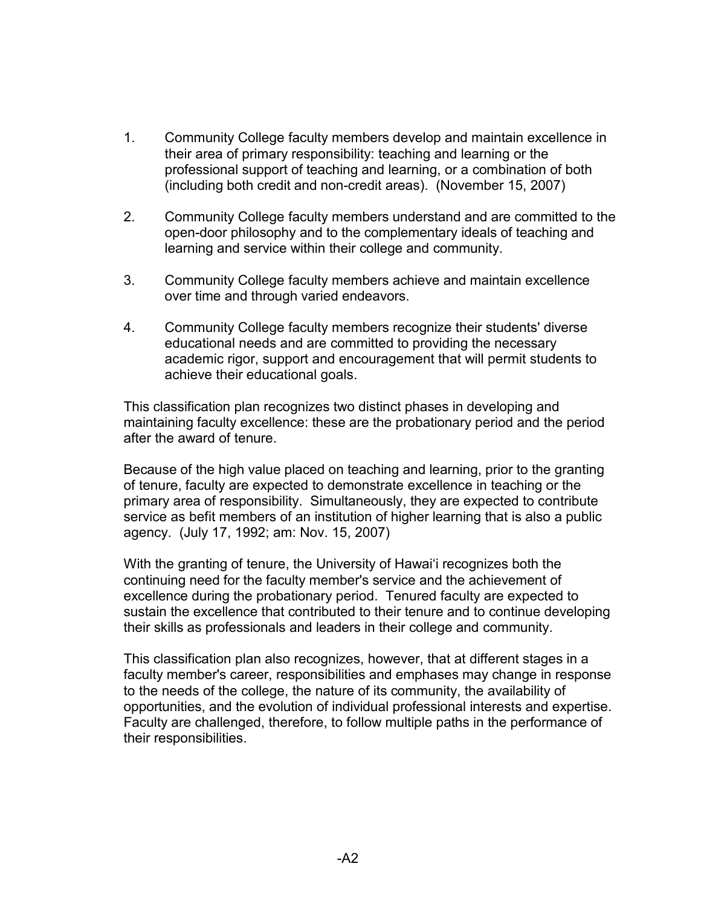1. Community College faculty members develop and maintain excellence in their area of primary responsibility: teaching and learning or the professional support of teaching and learning, or a combination of both (including both credit and non-credit areas). (November 15, 2007)

2. Community College faculty members understand and are committed to the open-door philosophy and to the complementary ideals of teaching and learning and service within their college and community.

3. Community College faculty members achieve and maintain excellence over time and through varied endeavors.

4. Community College faculty members recognize their students' diverse educational needs and are committed to providing the necessary academic rigor, support and encouragement that will permit students to achieve their educational goals.

This classification plan recognizes two distinct phases in developing and maintaining faculty excellence: these are the probationary period and the period after the award of tenure.

Because of the high value placed on teaching and learning, prior to the granting of tenure, faculty are expected to demonstrate excellence in teaching or the primary area of responsibility. Simultaneously, they are expected to contribute service as befit members of an institution of higher learning that is also a public agency. (July 17, 1992; am: Nov. 15, 2007)

With the granting of tenure, the University of Hawaiʻi recognizes both the continuing need for the faculty member's service and the achievement of excellence during the probationary period. Tenured faculty are expected to sustain the excellence that contributed to their tenure and to continue developing their skills as professionals and leaders in their college and community.

This classification plan also recognizes, however, that at different stages in a faculty member's career, responsibilities and emphases may change in response to the needs of the college, the nature of its community, the availability of opportunities, and the evolution of individual professional interests and expertise. Faculty are challenged, therefore, to follow multiple paths in the performance of their responsibilities.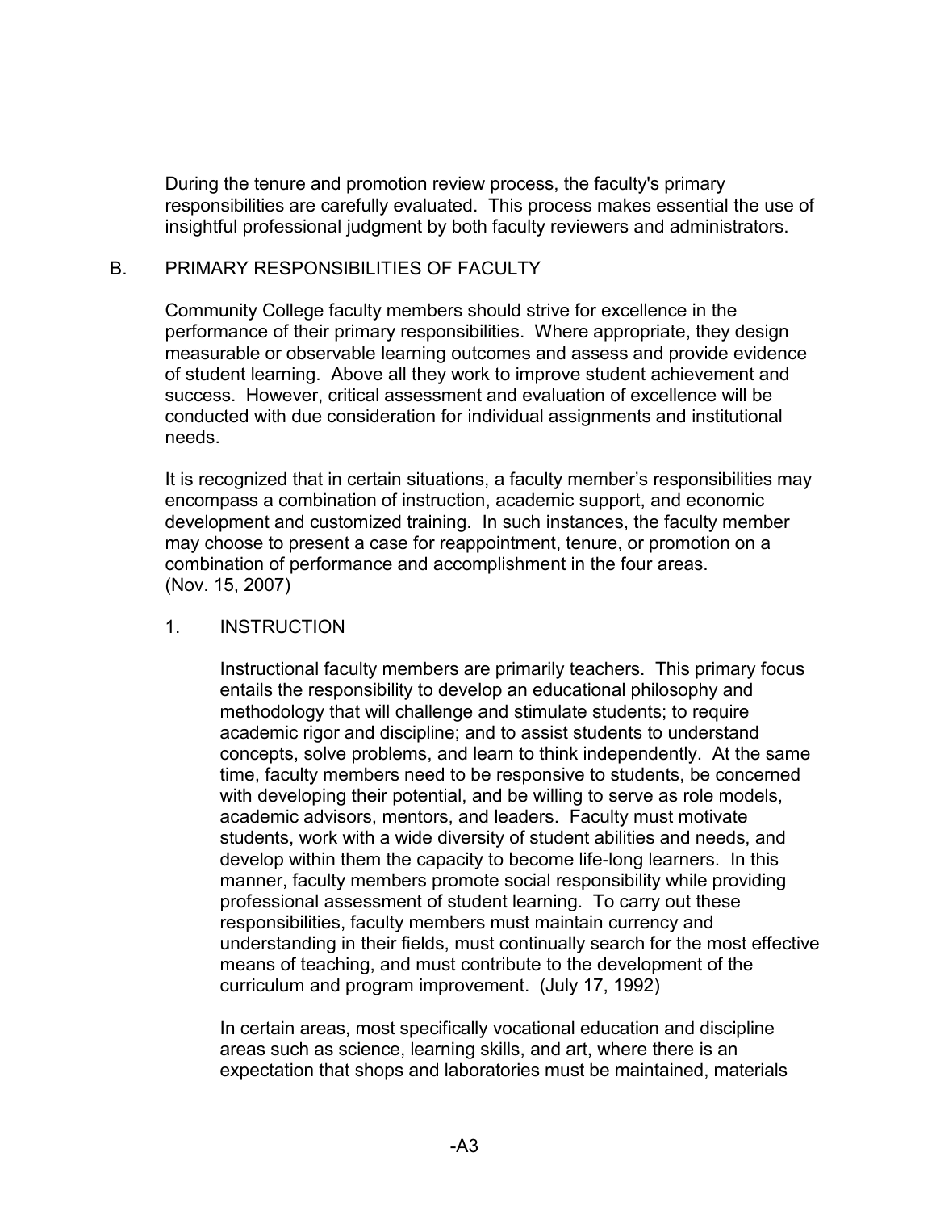During the tenure and promotion review process, the faculty's primary responsibilities are carefully evaluated. This process makes essential the use of insightful professional judgment by both faculty reviewers and administrators.

## B. PRIMARY RESPONSIBILITIES OF FACULTY

Community College faculty members should strive for excellence in the performance of their primary responsibilities. Where appropriate, they design measurable or observable learning outcomes and assess and provide evidence of student learning. Above all they work to improve student achievement and success. However, critical assessment and evaluation of excellence will be conducted with due consideration for individual assignments and institutional needs.

It is recognized that in certain situations, a faculty member's responsibilities may encompass a combination of instruction, academic support, and economic development and customized training. In such instances, the faculty member may choose to present a case for reappointment, tenure, or promotion on a combination of performance and accomplishment in the four areas. (Nov. 15, 2007)

### 1. INSTRUCTION

Instructional faculty members are primarily teachers. This primary focus entails the responsibility to develop an educational philosophy and methodology that will challenge and stimulate students; to require academic rigor and discipline; and to assist students to understand concepts, solve problems, and learn to think independently. At the same time, faculty members need to be responsive to students, be concerned with developing their potential, and be willing to serve as role models, academic advisors, mentors, and leaders. Faculty must motivate students, work with a wide diversity of student abilities and needs, and develop within them the capacity to become life-long learners. In this manner, faculty members promote social responsibility while providing professional assessment of student learning. To carry out these responsibilities, faculty members must maintain currency and understanding in their fields, must continually search for the most effective means of teaching, and must contribute to the development of the curriculum and program improvement. (July 17, 1992)

In certain areas, most specifically vocational education and discipline areas such as science, learning skills, and art, where there is an expectation that shops and laboratories must be maintained, materials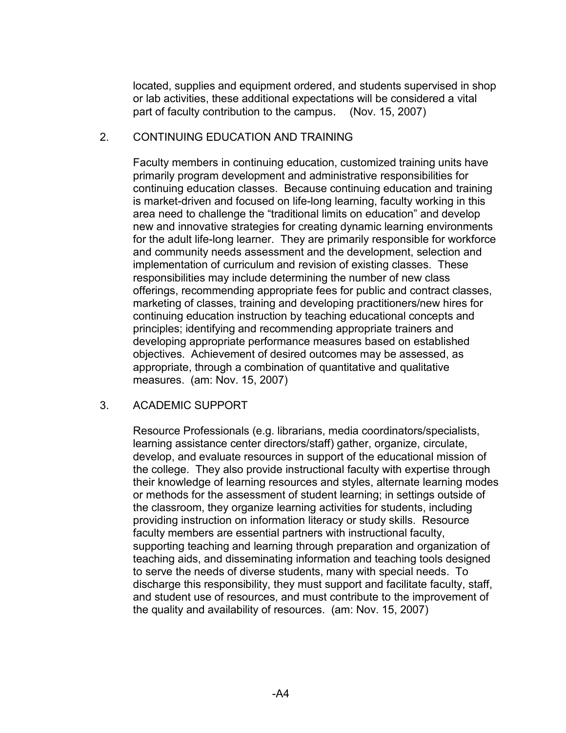located, supplies and equipment ordered, and students supervised in shop or lab activities, these additional expectations will be considered a vital part of faculty contribution to the campus. (Nov. 15, 2007)

2. CONTINUING EDUCATION AND TRAINING

Faculty members in continuing education, customized training units have primarily program development and administrative responsibilities for continuing education classes. Because continuing education and training is market-driven and focused on life-long learning, faculty working in this area need to challenge the "traditional limits on education" and develop new and innovative strategies for creating dynamic learning environments for the adult life-long learner. They are primarily responsible for workforce and community needs assessment and the development, selection and implementation of curriculum and revision of existing classes. These responsibilities may include determining the number of new class offerings, recommending appropriate fees for public and contract classes, marketing of classes, training and developing practitioners/new hires for continuing education instruction by teaching educational concepts and principles; identifying and recommending appropriate trainers and developing appropriate performance measures based on established objectives. Achievement of desired outcomes may be assessed, as appropriate, through a combination of quantitative and qualitative measures. (am: Nov. 15, 2007)

3. ACADEMIC SUPPORT

Resource Professionals (e.g. librarians, media coordinators/specialists, learning assistance center directors/staff) gather, organize, circulate, develop, and evaluate resources in support of the educational mission of the college. They also provide instructional faculty with expertise through their knowledge of learning resources and styles, alternate learning modes or methods for the assessment of student learning; in settings outside of the classroom, they organize learning activities for students, including providing instruction on information literacy or study skills. Resource faculty members are essential partners with instructional faculty, supporting teaching and learning through preparation and organization of teaching aids, and disseminating information and teaching tools designed to serve the needs of diverse students, many with special needs. To discharge this responsibility, they must support and facilitate faculty, staff, and student use of resources, and must contribute to the improvement of the quality and availability of resources. (am: Nov. 15, 2007)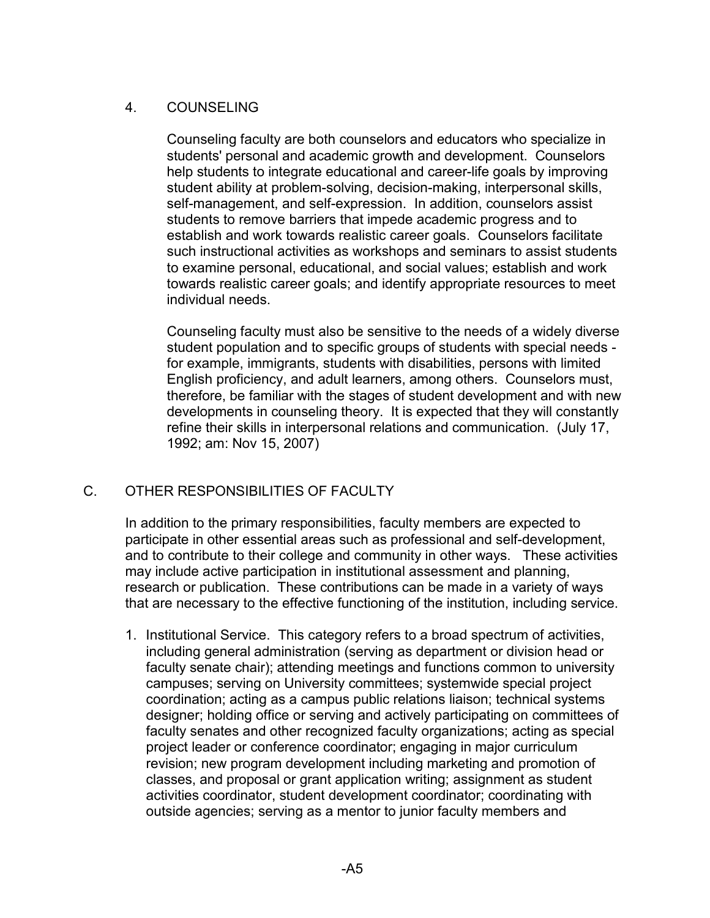### 4. COUNSELING

Counseling faculty are both counselors and educators who specialize in students' personal and academic growth and development. Counselors help students to integrate educational and career-life goals by improving student ability at problem-solving, decision-making, interpersonal skills, self-management, and self-expression. In addition, counselors assist students to remove barriers that impede academic progress and to establish and work towards realistic career goals. Counselors facilitate such instructional activities as workshops and seminars to assist students to examine personal, educational, and social values; establish and work towards realistic career goals; and identify appropriate resources to meet individual needs.

Counseling faculty must also be sensitive to the needs of a widely diverse student population and to specific groups of students with special needs - for example, immigrants, students with disabilities, persons with limited English proficiency, and adult learners, among others. Counselors must, therefore, be familiar with the stages of student development and with new developments in counseling theory. It is expected that they will constantly refine their skills in interpersonal relations and communication. (July 17, 1992; am: Nov 15, 2007)

## C. OTHER RESPONSIBILITIES OF FACULTY

In addition to the primary responsibilities, faculty members are expected to participate in other essential areas such as professional and self-development, and to contribute to their college and community in other ways. These activities may include active participation in institutional assessment and planning, research or publication. These contributions can be made in a variety of ways that are necessary to the effective functioning of the institution, including service.

1. Institutional Service. This category refers to a broad spectrum of activities, including general administration (serving as department or division head or faculty senate chair); attending meetings and functions common to university campuses; serving on University committees; systemwide special project coordination; acting as a campus public relations liaison; technical systems designer; holding office or serving and actively participating on committees of faculty senates and other recognized faculty organizations; acting as special project leader or conference coordinator; engaging in major curriculum revision; new program development including marketing and promotion of classes, and proposal or grant application writing; assignment as student activities coordinator, student development coordinator; coordinating with outside agencies; serving as a mentor to junior faculty members and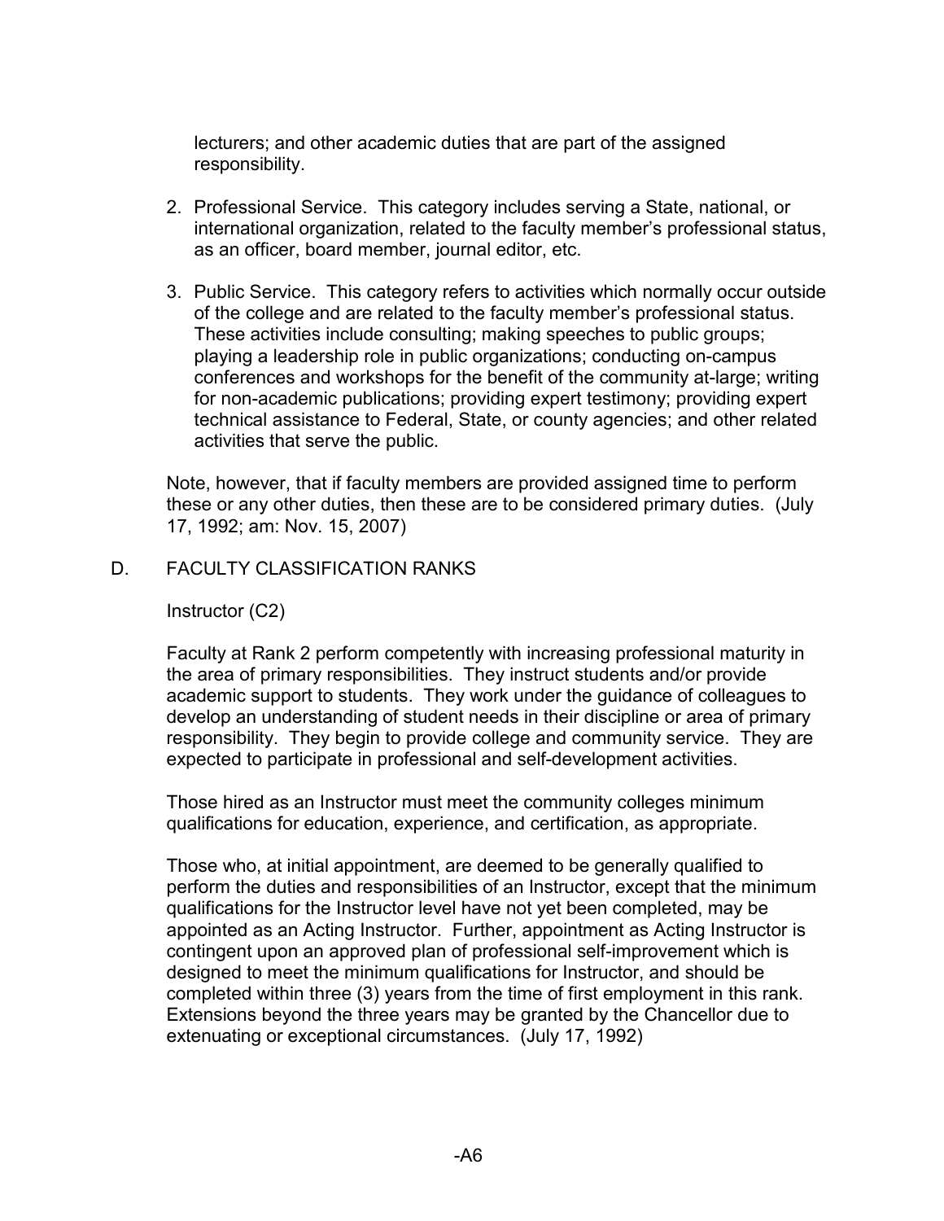lecturers; and other academic duties that are part of the assigned responsibility.

2. Professional Service. This category includes serving a State, national, or international organization, related to the faculty member's professional status, as an officer, board member, journal editor, etc.

3. Public Service. This category refers to activities which normally occur outside of the college and are related to the faculty member's professional status. These activities include consulting; making speeches to public groups; playing a leadership role in public organizations; conducting on-campus conferences and workshops for the benefit of the community at-large; writing for non-academic publications; providing expert testimony; providing expert technical assistance to Federal, State, or county agencies; and other related activities that serve the public.

Note, however, that if faculty members are provided assigned time to perform these or any other duties, then these are to be considered primary duties. (July 17, 1992; am: Nov. 15, 2007)

## D. FACULTY CLASSIFICATION RANKS

Instructor (C2)

Faculty at Rank 2 perform competently with increasing professional maturity in the area of primary responsibilities. They instruct students and/or provide academic support to students. They work under the guidance of colleagues to develop an understanding of student needs in their discipline or area of primary responsibility. They begin to provide college and community service. They are expected to participate in professional and self-development activities.

Those hired as an Instructor must meet the community colleges minimum qualifications for education, experience, and certification, as appropriate.

Those who, at initial appointment, are deemed to be generally qualified to perform the duties and responsibilities of an Instructor, except that the minimum qualifications for the Instructor level have not yet been completed, may be appointed as an Acting Instructor. Further, appointment as Acting Instructor is contingent upon an approved plan of professional self-improvement which is designed to meet the minimum qualifications for Instructor, and should be completed within three (3) years from the time of first employment in this rank. Extensions beyond the three years may be granted by the Chancellor due to extenuating or exceptional circumstances. (July 17, 1992)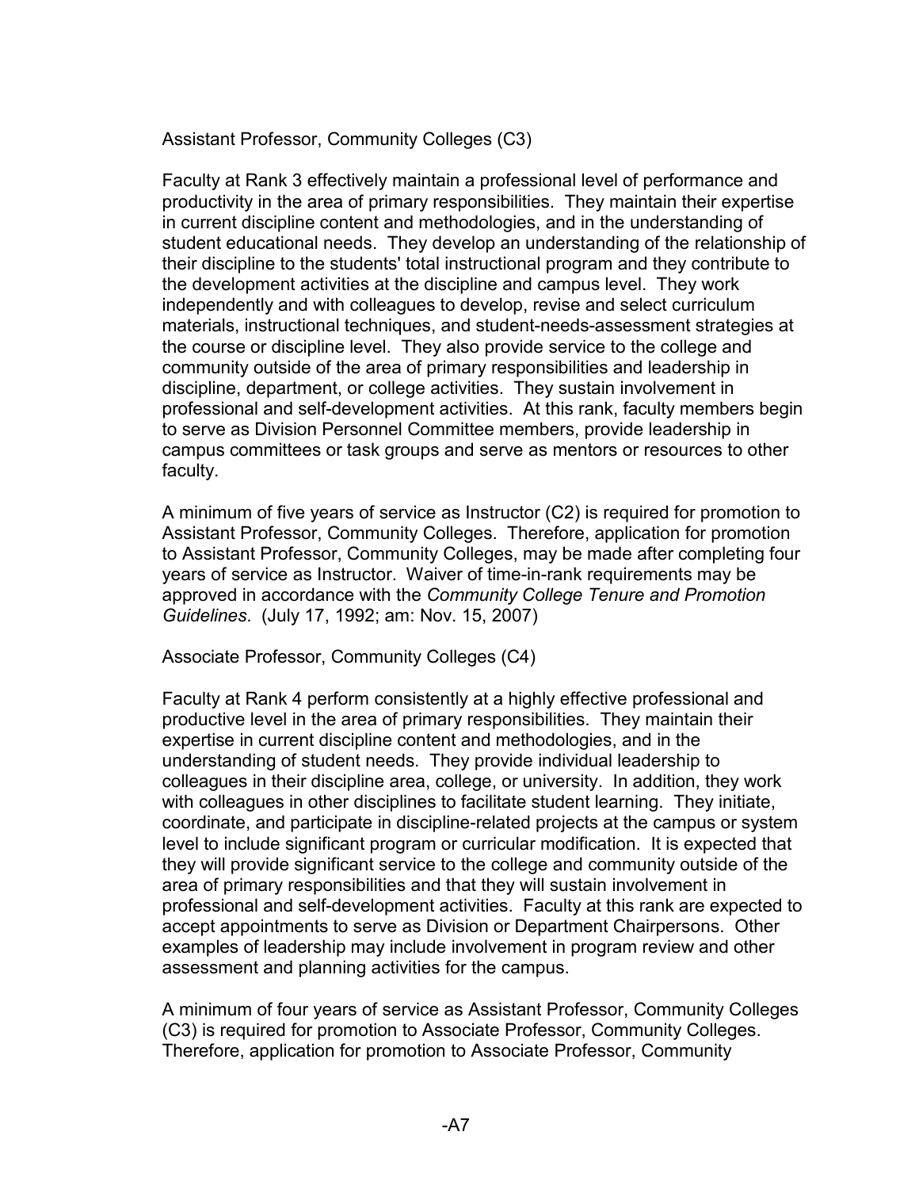Assistant Professor, Community Colleges (C3)

Faculty at Rank 3 effectively maintain a professional level of performance and productivity in the area of primary responsibilities. They maintain their expertise in current discipline content and methodologies, and in the understanding of student educational needs. They develop an understanding of the relationship of their discipline to the students' total instructional program and they contribute to the development activities at the discipline and campus level. They work independently and with colleagues to develop, revise and select curriculum materials, instructional techniques, and student-needs-assessment strategies at the course or discipline level. They also provide service to the college and community outside of the area of primary responsibilities and leadership in discipline, department, or college activities. They sustain involvement in professional and self-development activities. At this rank, faculty members begin to serve as Division Personnel Committee members, provide leadership in campus committees or task groups and serve as mentors or resources to other faculty.

A minimum of five years of service as Instructor (C2) is required for promotion to Assistant Professor, Community Colleges. Therefore, application for promotion to Assistant Professor, Community Colleges, may be made after completing four years of service as Instructor. Waiver of time-in-rank requirements may be approved in accordance with the *Community College Tenure and Promotion Guidelines*. (July 17, 1992; am: Nov. 15, 2007)

Associate Professor, Community Colleges (C4)

Faculty at Rank 4 perform consistently at a highly effective professional and productive level in the area of primary responsibilities. They maintain their expertise in current discipline content and methodologies, and in the understanding of student needs. They provide individual leadership to colleagues in their discipline area, college, or university. In addition, they work with colleagues in other disciplines to facilitate student learning. They initiate, coordinate, and participate in discipline-related projects at the campus or system level to include significant program or curricular modification. It is expected that they will provide significant service to the college and community outside of the area of primary responsibilities and that they will sustain involvement in professional and self-development activities. Faculty at this rank are expected to accept appointments to serve as Division or Department Chairpersons. Other examples of leadership may include involvement in program review and other assessment and planning activities for the campus.

A minimum of four years of service as Assistant Professor, Community Colleges (C3) is required for promotion to Associate Professor, Community Colleges. Therefore, application for promotion to Associate Professor, Community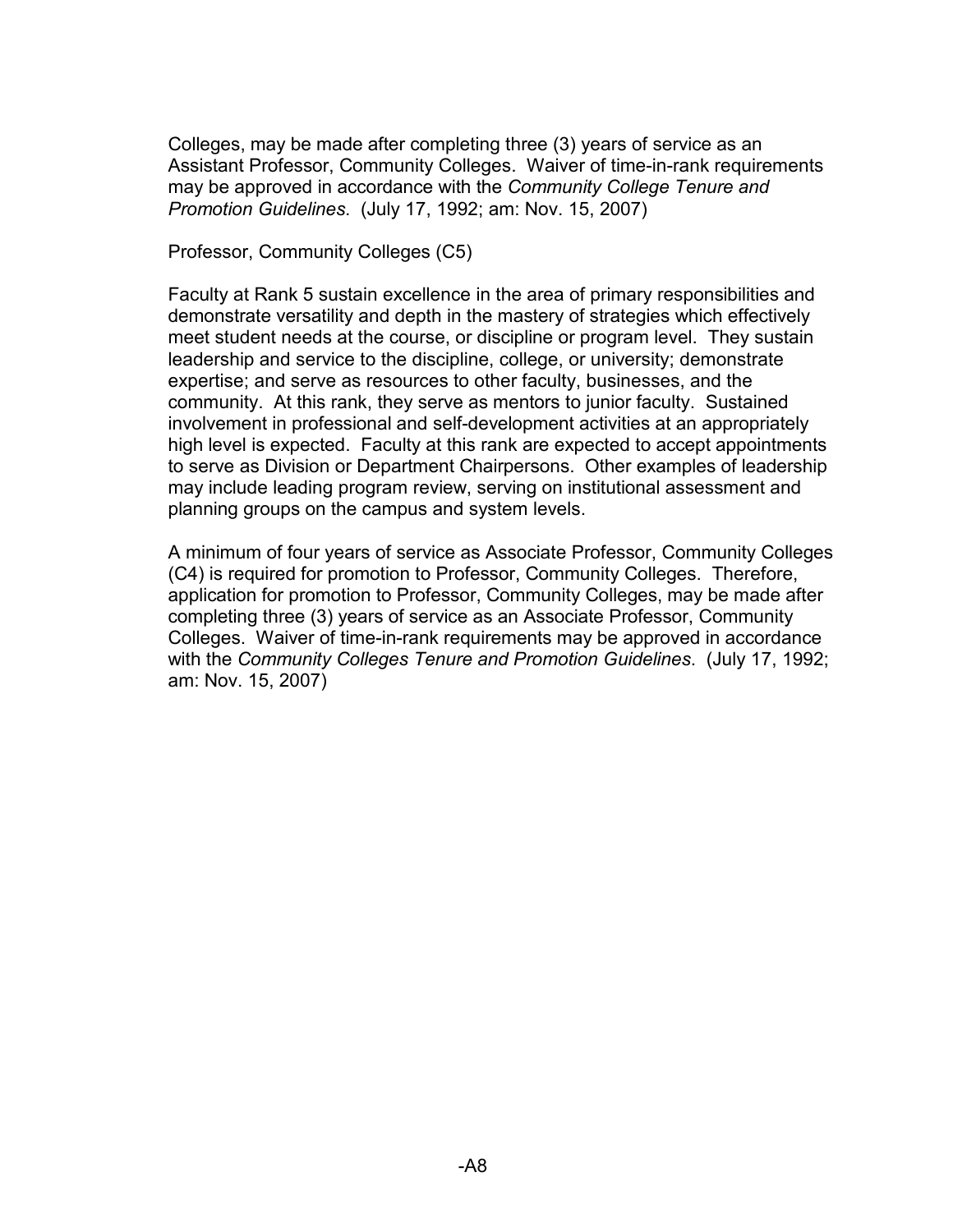Colleges, may be made after completing three (3) years of service as an Assistant Professor, Community Colleges. Waiver of time-in-rank requirements may be approved in accordance with the *Community College Tenure and Promotion Guidelines*. (July 17, 1992; am: Nov. 15, 2007)

Professor, Community Colleges (C5)

Faculty at Rank 5 sustain excellence in the area of primary responsibilities and demonstrate versatility and depth in the mastery of strategies which effectively meet student needs at the course, or discipline or program level. They sustain leadership and service to the discipline, college, or university; demonstrate expertise; and serve as resources to other faculty, businesses, and the community. At this rank, they serve as mentors to junior faculty. Sustained involvement in professional and self-development activities at an appropriately high level is expected. Faculty at this rank are expected to accept appointments to serve as Division or Department Chairpersons. Other examples of leadership may include leading program review, serving on institutional assessment and planning groups on the campus and system levels.

A minimum of four years of service as Associate Professor, Community Colleges (C4) is required for promotion to Professor, Community Colleges. Therefore, application for promotion to Professor, Community Colleges, may be made after completing three (3) years of service as an Associate Professor, Community Colleges. Waiver of time-in-rank requirements may be approved in accordance with the *Community Colleges Tenure and Promotion Guidelines*. (July 17, 1992; am: Nov. 15, 2007)